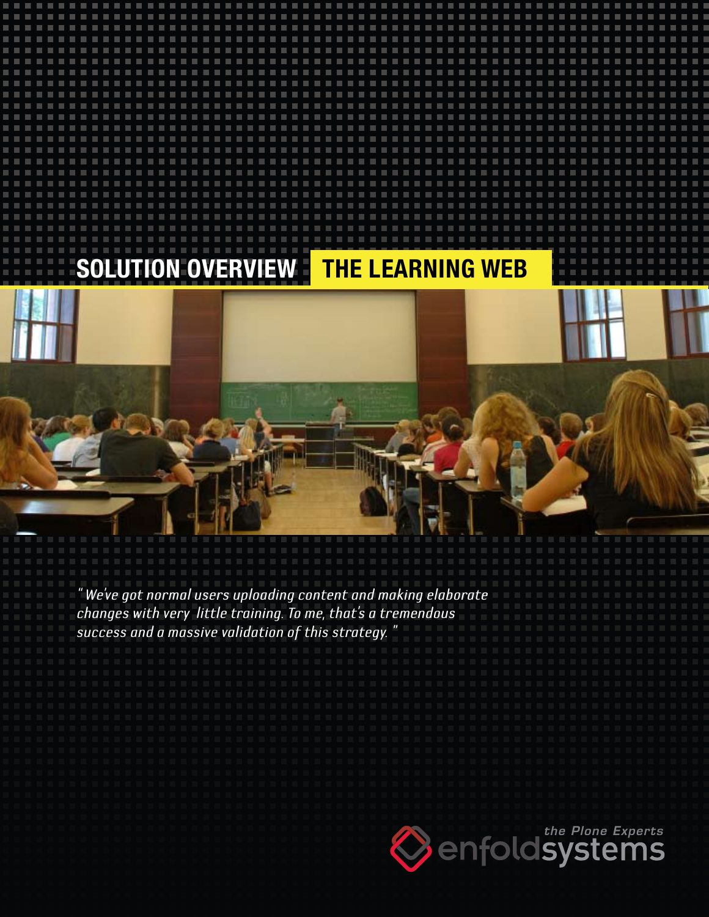# SOLUTION OVERVIEW THE LEARNING WEB

*"We've got normal users uploading content and making elaborate changes with very little training. To me, that's a tremendous success and a massive validation of this strategy."*

the Plone Experts

enfoldsystems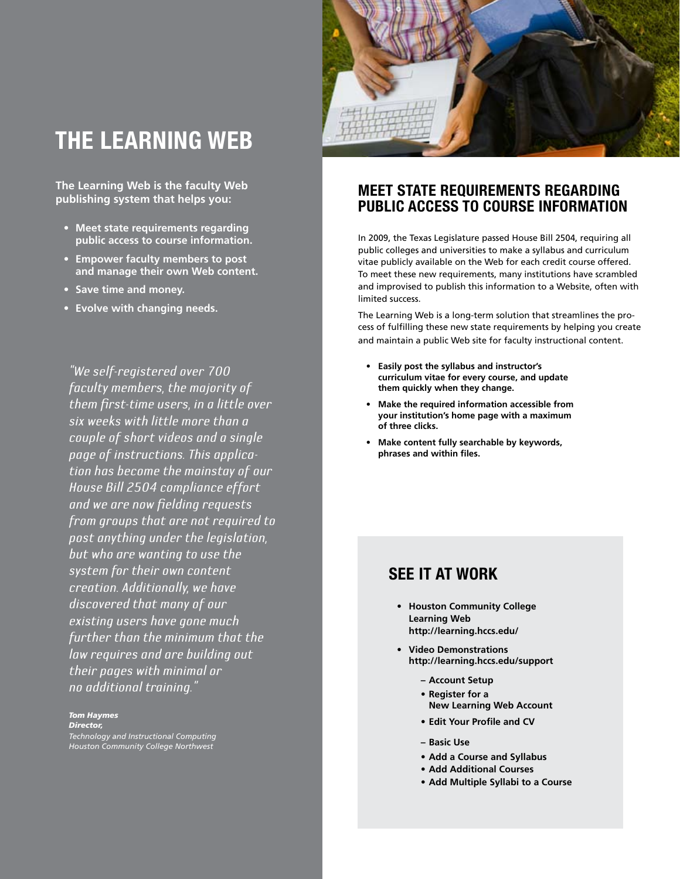# THE LEARNING WEB

**The Learning Web is the faculty Web publishing system that helps you:**

- **Meet state requirements regarding public access to course information.**
- **Empower faculty members to post and manage their own Web content.**
- **Save time and money.**
- **Evolve with changing needs.**

*"We self-registered over 700 faculty members, the majority of them first-time users, in a little over six weeks with little more than a couple of short videos and a single page of instructions. This application has become the mainstay of our House Bill 2504 compliance effort and we are now fielding requests from groups that are not required to post anything under the legislation, but who are wanting to use the system for their own content creation. Additionally, we have discovered that many of our existing users have gone much further than the minimum that the law requires and are building out their pages with minimal or no additional training."*

***Tom Haymes***
***Director,***
*Technology and Instructional Computing*
*Houston Community College Northwest*

## MEET STATE REQUIREMENTS REGARDING PUBLIC ACCESS TO COURSE INFORMATION

In 2009, the Texas Legislature passed House Bill 2504, requiring all public colleges and universities to make a syllabus and curriculum vitae publicly available on the Web for each credit course offered. To meet these new requirements, many institutions have scrambled and improvised to publish this information to a Website, often with limited success.

The Learning Web is a long-term solution that streamlines the process of fulfilling these new state requirements by helping you create and maintain a public Web site for faculty instructional content.

- **Easily post the syllabus and instructor's curriculum vitae for every course, and update them quickly when they change.**
- **Make the required information accessible from your institution's home page with a maximum of three clicks.**
- **Make content fully searchable by keywords, phrases and within files.**

## SEE IT AT WORK

- **Houston Community College Learning Web**
  **http://learning.hccs.edu/**
- **Video Demonstrations**
  **http://learning.hccs.edu/support**
  - **– Account Setup**
    - **Register for a New Learning Web Account**
    - **Edit Your Profile and CV**
  - **– Basic Use**
    - **Add a Course and Syllabus**
    - **Add Additional Courses**
    - **Add Multiple Syllabi to a Course**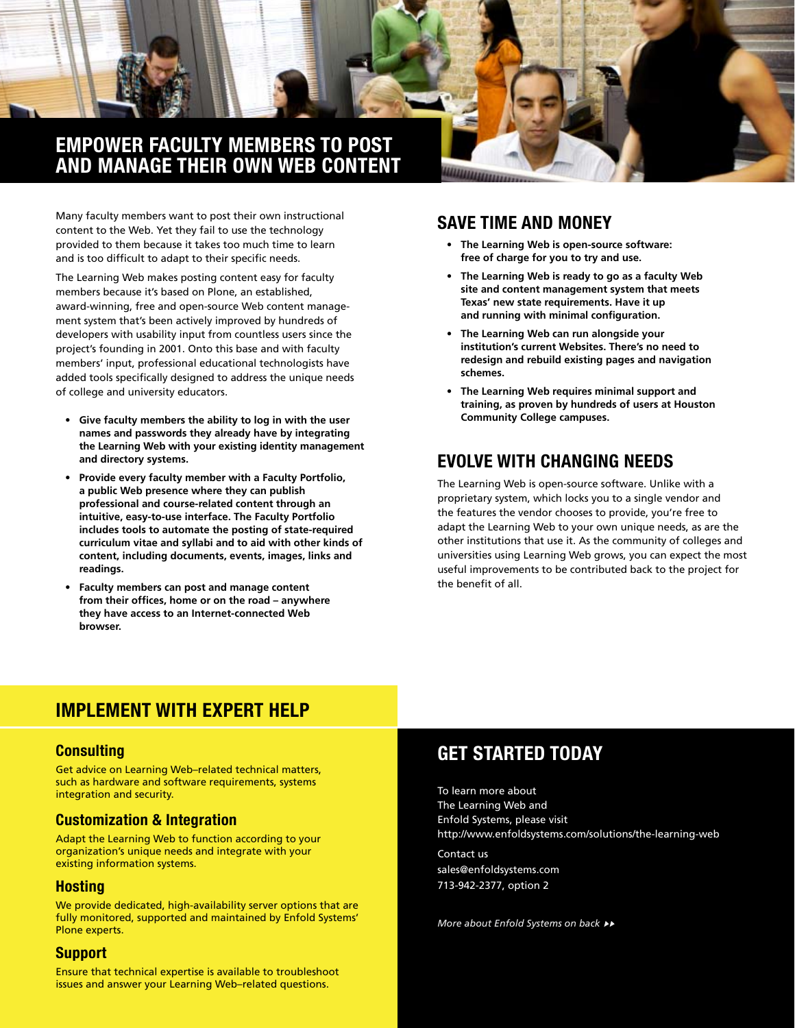# EMPOWER FACULTY MEMBERS TO POST AND MANAGE THEIR OWN WEB CONTENT

Many faculty members want to post their own instructional content to the Web. Yet they fail to use the technology provided to them because it takes too much time to learn and is too difficult to adapt to their specific needs.

The Learning Web makes posting content easy for faculty members because it's based on Plone, an established, award-winning, free and open-source Web content management system that's been actively improved by hundreds of developers with usability input from countless users since the project's founding in 2001. Onto this base and with faculty members' input, professional educational technologists have added tools specifically designed to address the unique needs of college and university educators.

- **Give faculty members the ability to log in with the user names and passwords they already have by integrating the Learning Web with your existing identity management and directory systems.**
- **Provide every faculty member with a Faculty Portfolio, a public Web presence where they can publish professional and course-related content through an intuitive, easy-to-use interface. The Faculty Portfolio includes tools to automate the posting of state-required curriculum vitae and syllabi and to aid with other kinds of content, including documents, events, images, links and readings.**
- **Faculty members can post and manage content from their offices, home or on the road – anywhere they have access to an Internet-connected Web browser.**

## SAVE TIME AND MONEY

- **The Learning Web is open-source software: free of charge for you to try and use.**
- **The Learning Web is ready to go as a faculty Web site and content management system that meets Texas' new state requirements. Have it up and running with minimal configuration.**
- **The Learning Web can run alongside your institution's current Websites. There's no need to redesign and rebuild existing pages and navigation schemes.**
- **The Learning Web requires minimal support and training, as proven by hundreds of users at Houston Community College campuses.**

## EVOLVE WITH CHANGING NEEDS

The Learning Web is open-source software. Unlike with a proprietary system, which locks you to a single vendor and the features the vendor chooses to provide, you're free to adapt the Learning Web to your own unique needs, as are the other institutions that use it. As the community of colleges and universities using Learning Web grows, you can expect the most useful improvements to be contributed back to the project for the benefit of all.

## IMPLEMENT WITH EXPERT HELP

### Consulting

Get advice on Learning Web–related technical matters, such as hardware and software requirements, systems integration and security.

### Customization & Integration

Adapt the Learning Web to function according to your organization's unique needs and integrate with your existing information systems.

### Hosting

We provide dedicated, high-availability server options that are fully monitored, supported and maintained by Enfold Systems' Plone experts.

### Support

Ensure that technical expertise is available to troubleshoot issues and answer your Learning Web–related questions.

## GET STARTED TODAY

To learn more about
The Learning Web and
Enfold Systems, please visit
http://www.enfoldsystems.com/solutions/the-learning-web

Contact us
sales@enfoldsystems.com
713-942-2377, option 2

*More about Enfold Systems on back ▸▸*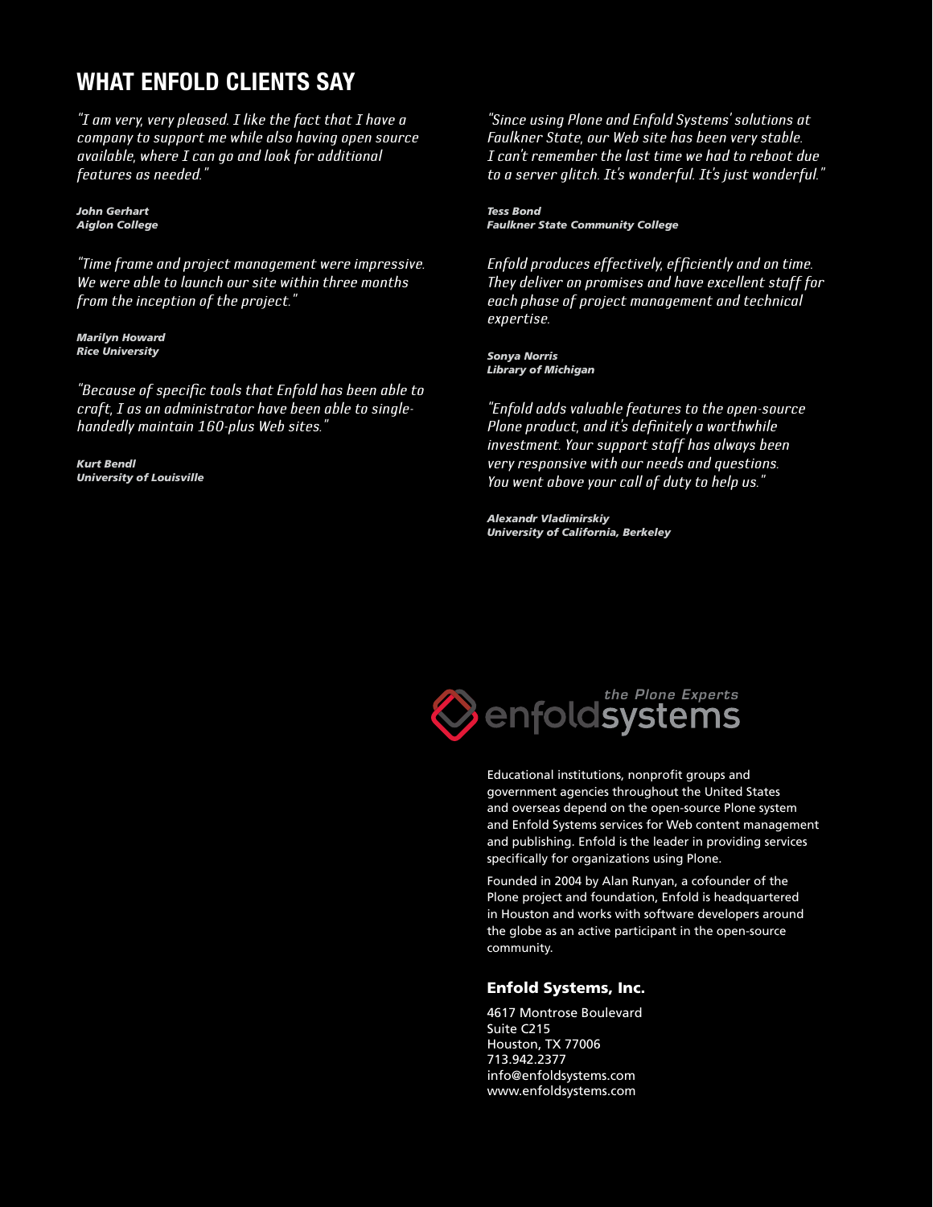## WHAT ENFOLD CLIENTS SAY

*"I am very, very pleased. I like the fact that I have a company to support me while also having open source available, where I can go and look for additional features as needed."*

***John Gerhart***
***Aiglon College***

*"Time frame and project management were impressive. We were able to launch our site within three months from the inception of the project."*

***Marilyn Howard***
***Rice University***

*"Because of specific tools that Enfold has been able to craft, I as an administrator have been able to single-handedly maintain 160-plus Web sites."*

***Kurt Bendl***
***University of Louisville***

*"Since using Plone and Enfold Systems' solutions at Faulkner State, our Web site has been very stable. I can't remember the last time we had to reboot due to a server glitch. It's wonderful. It's just wonderful."*

***Tess Bond***
***Faulkner State Community College***

*Enfold produces effectively, efficiently and on time. They deliver on promises and have excellent staff for each phase of project management and technical expertise.*

***Sonya Norris***
***Library of Michigan***

*"Enfold adds valuable features to the open-source Plone product, and it's definitely a worthwhile investment. Your support staff has always been very responsive with our needs and questions. You went above your call of duty to help us."*

***Alexandr Vladimirskiy***
***University of California, Berkeley***

enfoldsystems *the Plone Experts*

Educational institutions, nonprofit groups and government agencies throughout the United States and overseas depend on the open-source Plone system and Enfold Systems services for Web content management and publishing. Enfold is the leader in providing services specifically for organizations using Plone.

Founded in 2004 by Alan Runyan, a cofounder of the Plone project and foundation, Enfold is headquartered in Houston and works with software developers around the globe as an active participant in the open-source community.

### Enfold Systems, Inc.

4617 Montrose Boulevard
Suite C215
Houston, TX 77006
713.942.2377
info@enfoldsystems.com
www.enfoldsystems.com